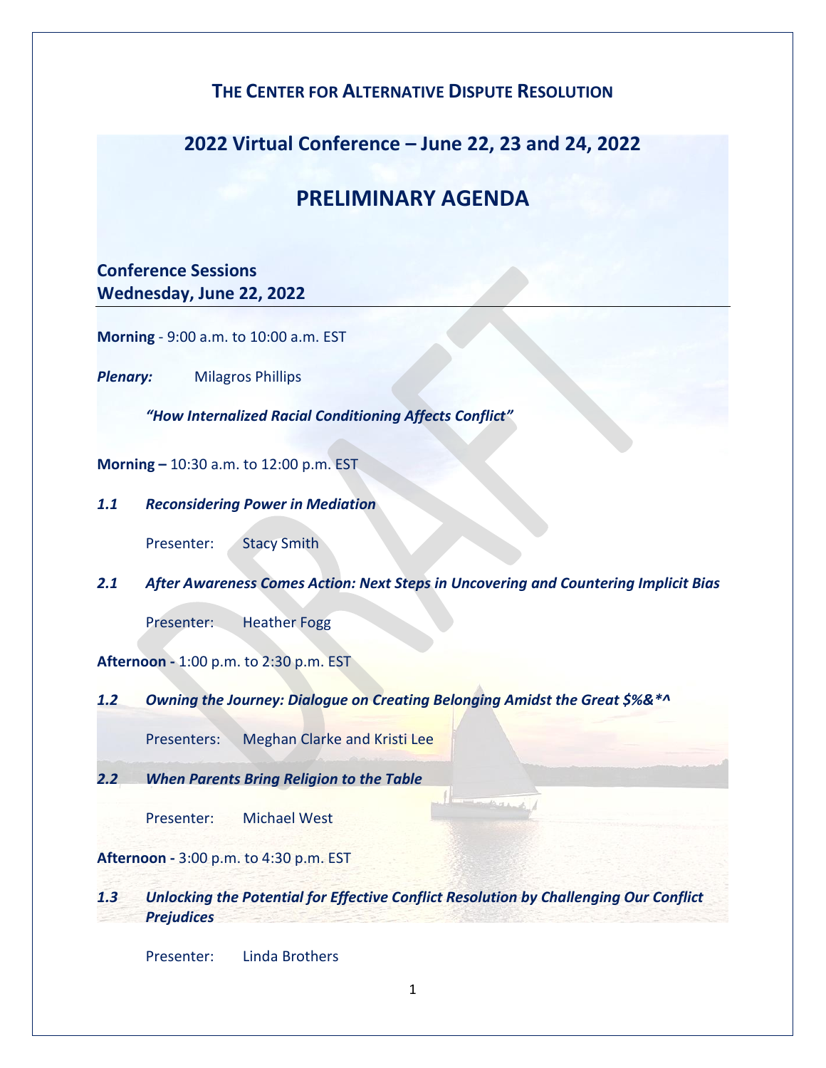# THE CENTER FOR ALTERNATIVE DISPUTE RESOLUTION

## 2022 Virtual Conference – June 22, 23 and 24, 2022

## PRELIMINARY AGENDA

### Conference Sessions
### Wednesday, June 22, 2022

**Morning** - 9:00 a.m. to 10:00 a.m. EST

***Plenary:*** Milagros Phillips

***"How Internalized Racial Conditioning Affects Conflict"***

**Morning –** 10:30 a.m. to 12:00 p.m. EST

***1.1 Reconsidering Power in Mediation***

Presenter: Stacy Smith

***2.1 After Awareness Comes Action: Next Steps in Uncovering and Countering Implicit Bias***

Presenter: Heather Fogg

**Afternoon -** 1:00 p.m. to 2:30 p.m. EST

***1.2 Owning the Journey: Dialogue on Creating Belonging Amidst the Great $%&*^***

Presenters: Meghan Clarke and Kristi Lee

***2.2 When Parents Bring Religion to the Table***

Presenter: Michael West

**Afternoon -** 3:00 p.m. to 4:30 p.m. EST

***1.3 Unlocking the Potential for Effective Conflict Resolution by Challenging Our Conflict Prejudices***

Presenter: Linda Brothers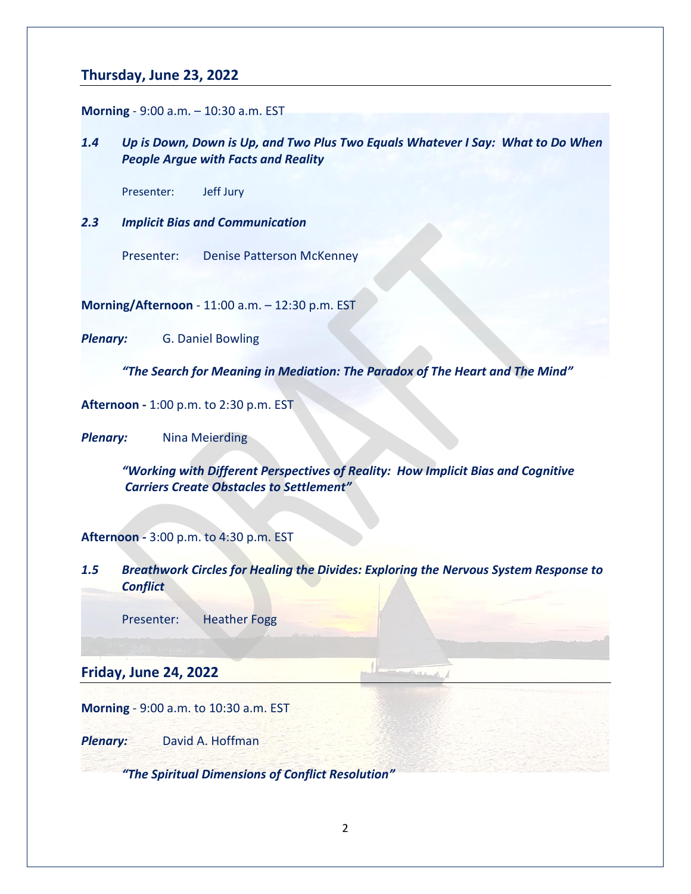## Thursday, June 23, 2022

**Morning** - 9:00 a.m. – 10:30 a.m. EST

***1.4 Up is Down, Down is Up, and Two Plus Two Equals Whatever I Say: What to Do When People Argue with Facts and Reality***

Presenter: Jeff Jury

***2.3 Implicit Bias and Communication***

Presenter: Denise Patterson McKenney

**Morning/Afternoon** - 11:00 a.m. – 12:30 p.m. EST

***Plenary:*** G. Daniel Bowling

***"The Search for Meaning in Mediation: The Paradox of The Heart and The Mind"***

**Afternoon -** 1:00 p.m. to 2:30 p.m. EST

***Plenary:*** Nina Meierding

***"Working with Different Perspectives of Reality: How Implicit Bias and Cognitive Carriers Create Obstacles to Settlement"***

**Afternoon -** 3:00 p.m. to 4:30 p.m. EST

***1.5 Breathwork Circles for Healing the Divides: Exploring the Nervous System Response to Conflict***

Presenter: Heather Fogg

## Friday, June 24, 2022

**Morning** - 9:00 a.m. to 10:30 a.m. EST

***Plenary:*** David A. Hoffman

***"The Spiritual Dimensions of Conflict Resolution"***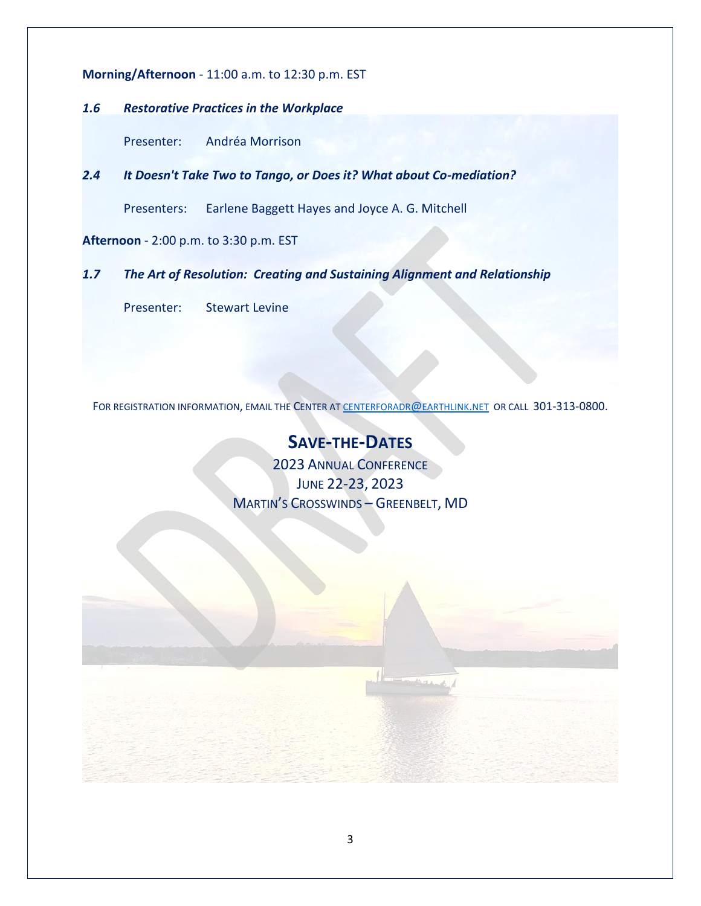**Morning/Afternoon** - 11:00 a.m. to 12:30 p.m. EST

***1.6 Restorative Practices in the Workplace***

Presenter: Andréa Morrison

***2.4 It Doesn't Take Two to Tango, or Does it? What about Co-mediation?***

Presenters: Earlene Baggett Hayes and Joyce A. G. Mitchell

**Afternoon** - 2:00 p.m. to 3:30 p.m. EST

***1.7 The Art of Resolution: Creating and Sustaining Alignment and Relationship***

Presenter: Stewart Levine

FOR REGISTRATION INFORMATION, EMAIL THE CENTER AT CENTERFORADR@EARTHLINK.NET OR CALL 301-313-0800.

## SAVE-THE-DATES

2023 ANNUAL CONFERENCE
JUNE 22-23, 2023
MARTIN'S CROSSWINDS – GREENBELT, MD